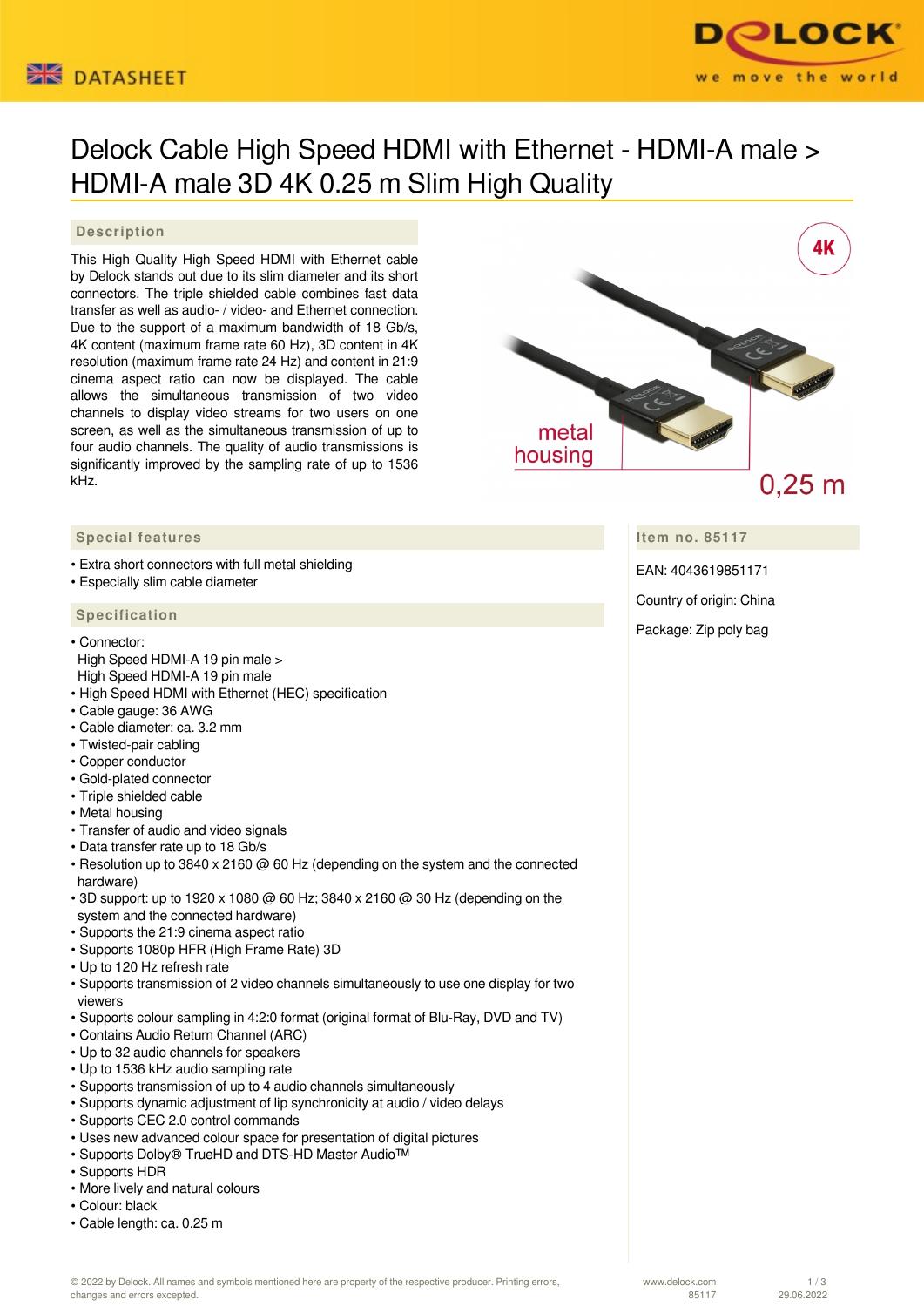# Delock Cable High Speed HDMI with Ethernet - HDMI-A male > HDMI-A male 3D 4K 0.25 m Slim High Quality

## Description

This High Quality High Speed HDMI with Ethernet cable by Delock stands out due to its slim diameter and its short connectors. The triple shielded cable combines fast data transfer as well as audio- / video- and Ethernet connection. Due to the support of a maximum bandwidth of 18 Gb/s, 4K content (maximum frame rate 60 Hz), 3D content in 4K resolution (maximum frame rate 24 Hz) and content in 21:9 cinema aspect ratio can now be displayed. The cable allows the simultaneous transmission of two video channels to display video streams for two users on one screen, as well as the simultaneous transmission of up to four audio channels. The quality of audio transmissions is significantly improved by the sampling rate of up to 1536 kHz.

## Special features

- Extra short connectors with full metal shielding
- Especially slim cable diameter

## Specification

- Connector:  
  High Speed HDMI-A 19 pin male >  
  High Speed HDMI-A 19 pin male
- High Speed HDMI with Ethernet (HEC) specification
- Cable gauge: 36 AWG
- Cable diameter: ca. 3.2 mm
- Twisted-pair cabling
- Copper conductor
- Gold-plated connector
- Triple shielded cable
- Metal housing
- Transfer of audio and video signals
- Data transfer rate up to 18 Gb/s
- Resolution up to 3840 x 2160 @ 60 Hz (depending on the system and the connected hardware)
- 3D support: up to 1920 x 1080 @ 60 Hz; 3840 x 2160 @ 30 Hz (depending on the system and the connected hardware)
- Supports the 21:9 cinema aspect ratio
- Supports 1080p HFR (High Frame Rate) 3D
- Up to 120 Hz refresh rate
- Supports transmission of 2 video channels simultaneously to use one display for two viewers
- Supports colour sampling in 4:2:0 format (original format of Blu-Ray, DVD and TV)
- Contains Audio Return Channel (ARC)
- Up to 32 audio channels for speakers
- Up to 1536 kHz audio sampling rate
- Supports transmission of up to 4 audio channels simultaneously
- Supports dynamic adjustment of lip synchronicity at audio / video delays
- Supports CEC 2.0 control commands
- Uses new advanced colour space for presentation of digital pictures
- Supports Dolby® TrueHD and DTS-HD Master Audio™
- Supports HDR
- More lively and natural colours
- Colour: black
- Cable length: ca. 0.25 m

## Item no. 85117

EAN: 4043619851171

Country of origin: China

Package: Zip poly bag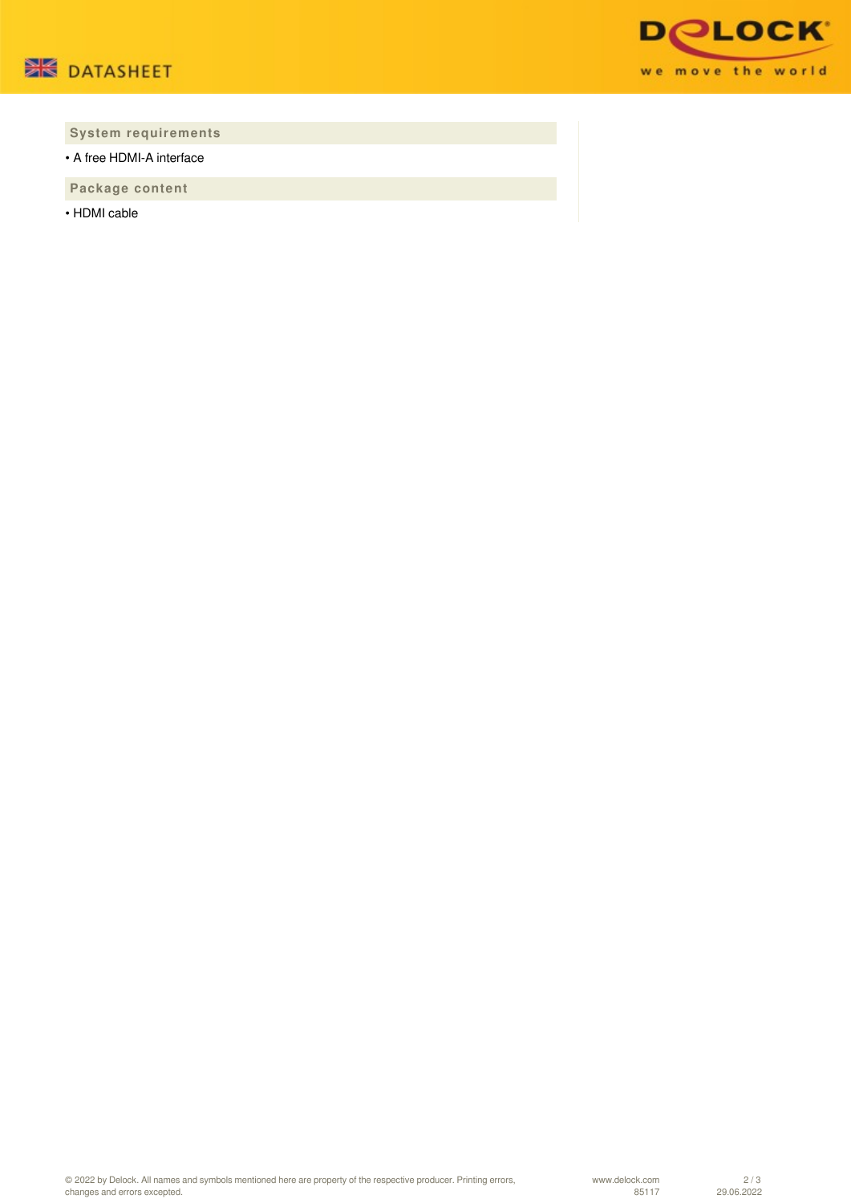## System requirements

- A free HDMI-A interface

## Package content

- HDMI cable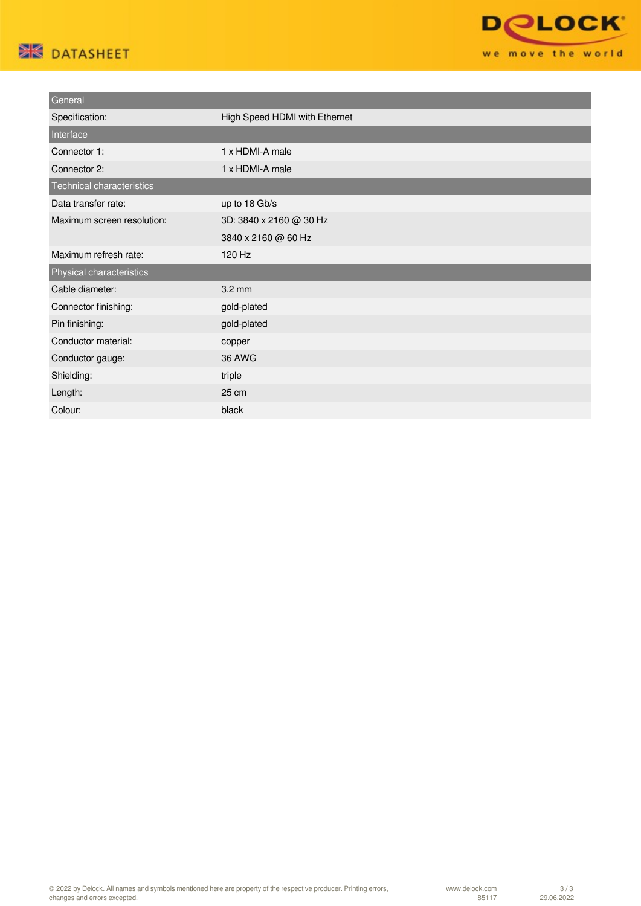| | |
|---|---|
| **General** | |
| Specification: | High Speed HDMI with Ethernet |
| **Interface** | |
| Connector 1: | 1 x HDMI-A male |
| Connector 2: | 1 x HDMI-A male |
| **Technical characteristics** | |
| Data transfer rate: | up to 18 Gb/s |
| Maximum screen resolution: | 3D: 3840 x 2160 @ 30 Hz |
| | 3840 x 2160 @ 60 Hz |
| Maximum refresh rate: | 120 Hz |
| **Physical characteristics** | |
| Cable diameter: | 3.2 mm |
| Connector finishing: | gold-plated |
| Pin finishing: | gold-plated |
| Conductor material: | copper |
| Conductor gauge: | 36 AWG |
| Shielding: | triple |
| Length: | 25 cm |
| Colour: | black |